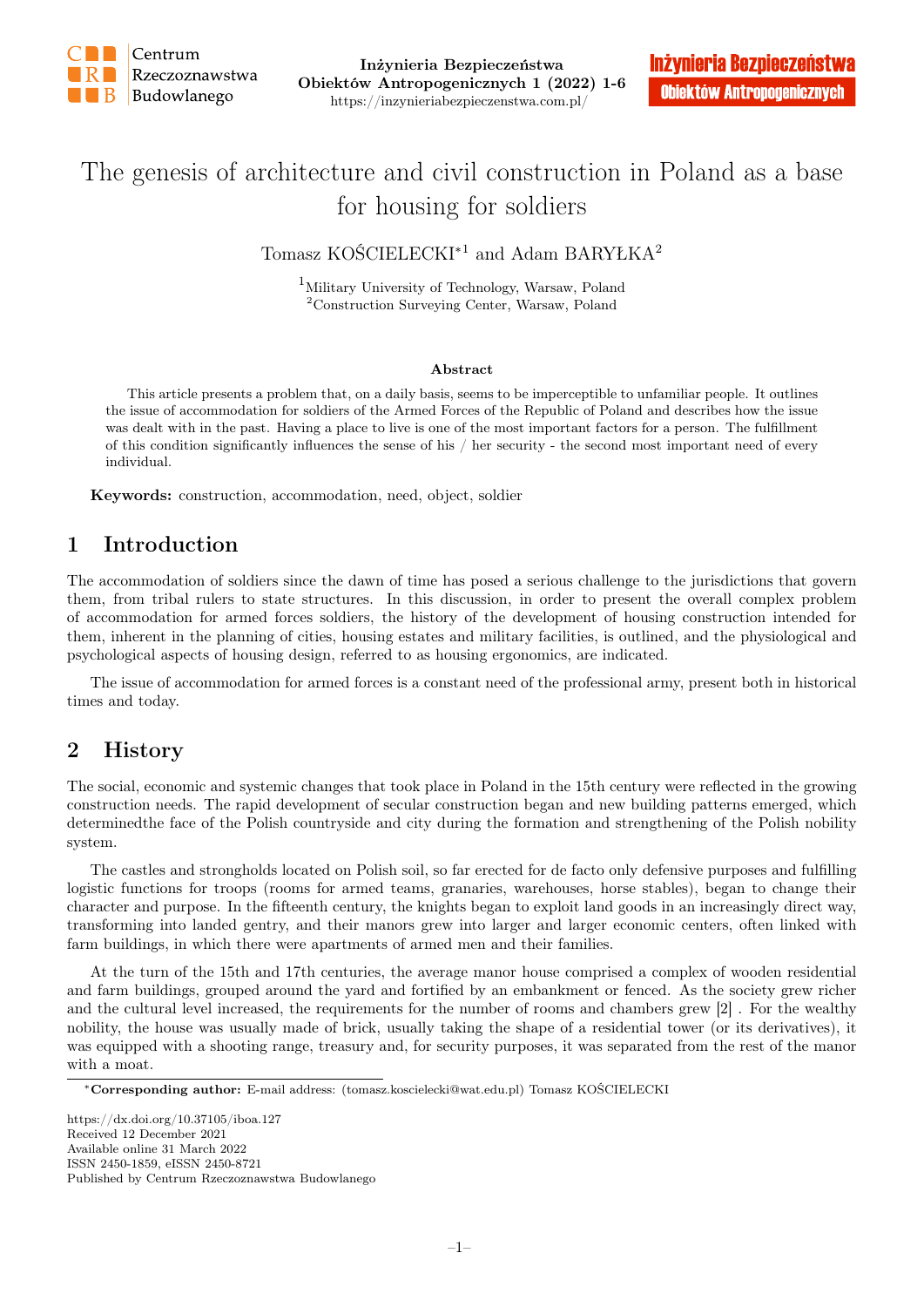# The genesis of architecture and civil construction in Poland as a base for housing for soldiers

Tomasz KOŚCIELECKI*[1] and Adam BARYŁKA[2]

[1]Military University of Technology, Warsaw, Poland
[2]Construction Surveying Center, Warsaw, Poland

**Abstract**

This article presents a problem that, on a daily basis, seems to be imperceptible to unfamiliar people. It outlines the issue of accommodation for soldiers of the Armed Forces of the Republic of Poland and describes how the issue was dealt with in the past. Having a place to live is one of the most important factors for a person. The fulfillment of this condition significantly influences the sense of his / her security - the second most important need of every individual.

**Keywords:** construction, accommodation, need, object, soldier

## 1 Introduction

The accommodation of soldiers since the dawn of time has posed a serious challenge to the jurisdictions that govern them, from tribal rulers to state structures. In this discussion, in order to present the overall complex problem of accommodation for armed forces soldiers, the history of the development of housing construction intended for them, inherent in the planning of cities, housing estates and military facilities, is outlined, and the physiological and psychological aspects of housing design, referred to as housing ergonomics, are indicated.

The issue of accommodation for armed forces is a constant need of the professional army, present both in historical times and today.

## 2 History

The social, economic and systemic changes that took place in Poland in the 15th century were reflected in the growing construction needs. The rapid development of secular construction began and new building patterns emerged, which determinedthe face of the Polish countryside and city during the formation and strengthening of the Polish nobility system.

The castles and strongholds located on Polish soil, so far erected for de facto only defensive purposes and fulfilling logistic functions for troops (rooms for armed teams, granaries, warehouses, horse stables), began to change their character and purpose. In the fifteenth century, the knights began to exploit land goods in an increasingly direct way, transforming into landed gentry, and their manors grew into larger and larger economic centers, often linked with farm buildings, in which there were apartments of armed men and their families.

At the turn of the 15th and 17th centuries, the average manor house comprised a complex of wooden residential and farm buildings, grouped around the yard and fortified by an embankment or fenced. As the society grew richer and the cultural level increased, the requirements for the number of rooms and chambers grew [2] . For the wealthy nobility, the house was usually made of brick, usually taking the shape of a residential tower (or its derivatives), it was equipped with a shooting range, treasury and, for security purposes, it was separated from the rest of the manor with a moat.

*Corresponding author: E-mail address: (tomasz.koscielecki@wat.edu.pl) Tomasz KOŚCIELECKI

https://dx.doi.org/10.37105/iboa.127
Received 12 December 2021
Available online 31 March 2022
ISSN 2450-1859, eISSN 2450-8721
Published by Centrum Rzeczoznawstwa Budowlanego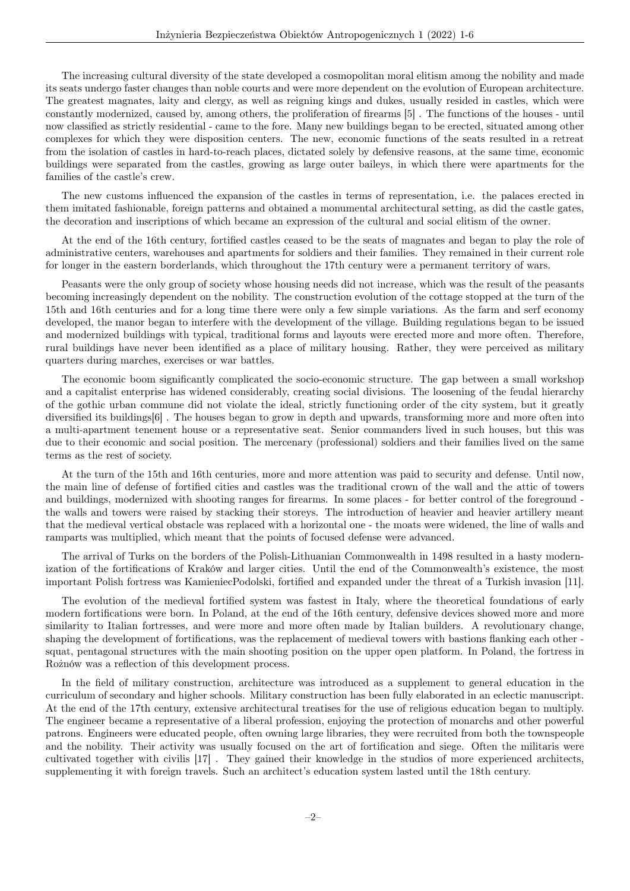The increasing cultural diversity of the state developed a cosmopolitan moral elitism among the nobility and made its seats undergo faster changes than noble courts and were more dependent on the evolution of European architecture. The greatest magnates, laity and clergy, as well as reigning kings and dukes, usually resided in castles, which were constantly modernized, caused by, among others, the proliferation of firearms [5] . The functions of the houses - until now classified as strictly residential - came to the fore. Many new buildings began to be erected, situated among other complexes for which they were disposition centers. The new, economic functions of the seats resulted in a retreat from the isolation of castles in hard-to-reach places, dictated solely by defensive reasons, at the same time, economic buildings were separated from the castles, growing as large outer baileys, in which there were apartments for the families of the castle's crew.

The new customs influenced the expansion of the castles in terms of representation, i.e. the palaces erected in them imitated fashionable, foreign patterns and obtained a monumental architectural setting, as did the castle gates, the decoration and inscriptions of which became an expression of the cultural and social elitism of the owner.

At the end of the 16th century, fortified castles ceased to be the seats of magnates and began to play the role of administrative centers, warehouses and apartments for soldiers and their families. They remained in their current role for longer in the eastern borderlands, which throughout the 17th century were a permanent territory of wars.

Peasants were the only group of society whose housing needs did not increase, which was the result of the peasants becoming increasingly dependent on the nobility. The construction evolution of the cottage stopped at the turn of the 15th and 16th centuries and for a long time there were only a few simple variations. As the farm and serf economy developed, the manor began to interfere with the development of the village. Building regulations began to be issued and modernized buildings with typical, traditional forms and layouts were erected more and more often. Therefore, rural buildings have never been identified as a place of military housing. Rather, they were perceived as military quarters during marches, exercises or war battles.

The economic boom significantly complicated the socio-economic structure. The gap between a small workshop and a capitalist enterprise has widened considerably, creating social divisions. The loosening of the feudal hierarchy of the gothic urban commune did not violate the ideal, strictly functioning order of the city system, but it greatly diversified its buildings[6] . The houses began to grow in depth and upwards, transforming more and more often into a multi-apartment tenement house or a representative seat. Senior commanders lived in such houses, but this was due to their economic and social position. The mercenary (professional) soldiers and their families lived on the same terms as the rest of society.

At the turn of the 15th and 16th centuries, more and more attention was paid to security and defense. Until now, the main line of defense of fortified cities and castles was the traditional crown of the wall and the attic of towers and buildings, modernized with shooting ranges for firearms. In some places - for better control of the foreground - the walls and towers were raised by stacking their storeys. The introduction of heavier and heavier artillery meant that the medieval vertical obstacle was replaced with a horizontal one - the moats were widened, the line of walls and ramparts was multiplied, which meant that the points of focused defense were advanced.

The arrival of Turks on the borders of the Polish-Lithuanian Commonwealth in 1498 resulted in a hasty modernization of the fortifications of Kraków and larger cities. Until the end of the Commonwealth's existence, the most important Polish fortress was KamieniecPodolski, fortified and expanded under the threat of a Turkish invasion [11].

The evolution of the medieval fortified system was fastest in Italy, where the theoretical foundations of early modern fortifications were born. In Poland, at the end of the 16th century, defensive devices showed more and more similarity to Italian fortresses, and were more and more often made by Italian builders. A revolutionary change, shaping the development of fortifications, was the replacement of medieval towers with bastions flanking each other - squat, pentagonal structures with the main shooting position on the upper open platform. In Poland, the fortress in Rożnów was a reflection of this development process.

In the field of military construction, architecture was introduced as a supplement to general education in the curriculum of secondary and higher schools. Military construction has been fully elaborated in an eclectic manuscript. At the end of the 17th century, extensive architectural treatises for the use of religious education began to multiply. The engineer became a representative of a liberal profession, enjoying the protection of monarchs and other powerful patrons. Engineers were educated people, often owning large libraries, they were recruited from both the townspeople and the nobility. Their activity was usually focused on the art of fortification and siege. Often the militaris were cultivated together with civilis [17] . They gained their knowledge in the studios of more experienced architects, supplementing it with foreign travels. Such an architect's education system lasted until the 18th century.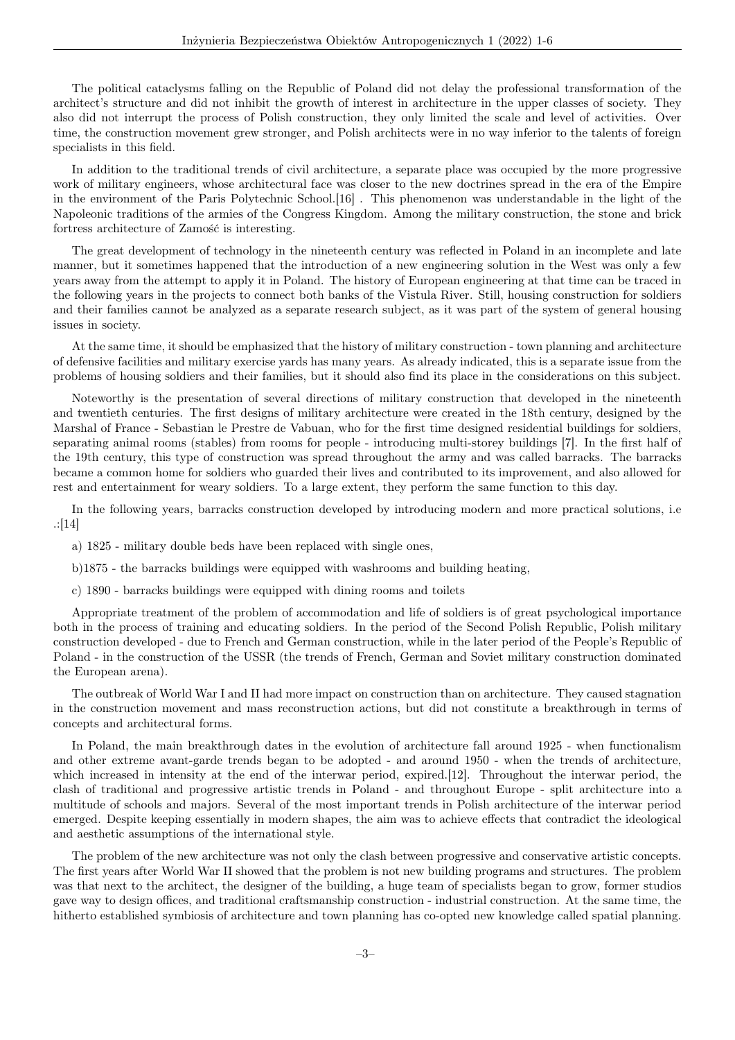The political cataclysms falling on the Republic of Poland did not delay the professional transformation of the architect's structure and did not inhibit the growth of interest in architecture in the upper classes of society. They also did not interrupt the process of Polish construction, they only limited the scale and level of activities. Over time, the construction movement grew stronger, and Polish architects were in no way inferior to the talents of foreign specialists in this field.

In addition to the traditional trends of civil architecture, a separate place was occupied by the more progressive work of military engineers, whose architectural face was closer to the new doctrines spread in the era of the Empire in the environment of the Paris Polytechnic School.[16] . This phenomenon was understandable in the light of the Napoleonic traditions of the armies of the Congress Kingdom. Among the military construction, the stone and brick fortress architecture of Zamość is interesting.

The great development of technology in the nineteenth century was reflected in Poland in an incomplete and late manner, but it sometimes happened that the introduction of a new engineering solution in the West was only a few years away from the attempt to apply it in Poland. The history of European engineering at that time can be traced in the following years in the projects to connect both banks of the Vistula River. Still, housing construction for soldiers and their families cannot be analyzed as a separate research subject, as it was part of the system of general housing issues in society.

At the same time, it should be emphasized that the history of military construction - town planning and architecture of defensive facilities and military exercise yards has many years. As already indicated, this is a separate issue from the problems of housing soldiers and their families, but it should also find its place in the considerations on this subject.

Noteworthy is the presentation of several directions of military construction that developed in the nineteenth and twentieth centuries. The first designs of military architecture were created in the 18th century, designed by the Marshal of France - Sebastian le Prestre de Vabuan, who for the first time designed residential buildings for soldiers, separating animal rooms (stables) from rooms for people - introducing multi-storey buildings [7]. In the first half of the 19th century, this type of construction was spread throughout the army and was called barracks. The barracks became a common home for soldiers who guarded their lives and contributed to its improvement, and also allowed for rest and entertainment for weary soldiers. To a large extent, they perform the same function to this day.

In the following years, barracks construction developed by introducing modern and more practical solutions, i.e .:[14]

a) 1825 - military double beds have been replaced with single ones,

b)1875 - the barracks buildings were equipped with washrooms and building heating,

c) 1890 - barracks buildings were equipped with dining rooms and toilets

Appropriate treatment of the problem of accommodation and life of soldiers is of great psychological importance both in the process of training and educating soldiers. In the period of the Second Polish Republic, Polish military construction developed - due to French and German construction, while in the later period of the People's Republic of Poland - in the construction of the USSR (the trends of French, German and Soviet military construction dominated the European arena).

The outbreak of World War I and II had more impact on construction than on architecture. They caused stagnation in the construction movement and mass reconstruction actions, but did not constitute a breakthrough in terms of concepts and architectural forms.

In Poland, the main breakthrough dates in the evolution of architecture fall around 1925 - when functionalism and other extreme avant-garde trends began to be adopted - and around 1950 - when the trends of architecture, which increased in intensity at the end of the interwar period, expired.[12]. Throughout the interwar period, the clash of traditional and progressive artistic trends in Poland - and throughout Europe - split architecture into a multitude of schools and majors. Several of the most important trends in Polish architecture of the interwar period emerged. Despite keeping essentially in modern shapes, the aim was to achieve effects that contradict the ideological and aesthetic assumptions of the international style.

The problem of the new architecture was not only the clash between progressive and conservative artistic concepts. The first years after World War II showed that the problem is not new building programs and structures. The problem was that next to the architect, the designer of the building, a huge team of specialists began to grow, former studios gave way to design offices, and traditional craftsmanship construction - industrial construction. At the same time, the hitherto established symbiosis of architecture and town planning has co-opted new knowledge called spatial planning.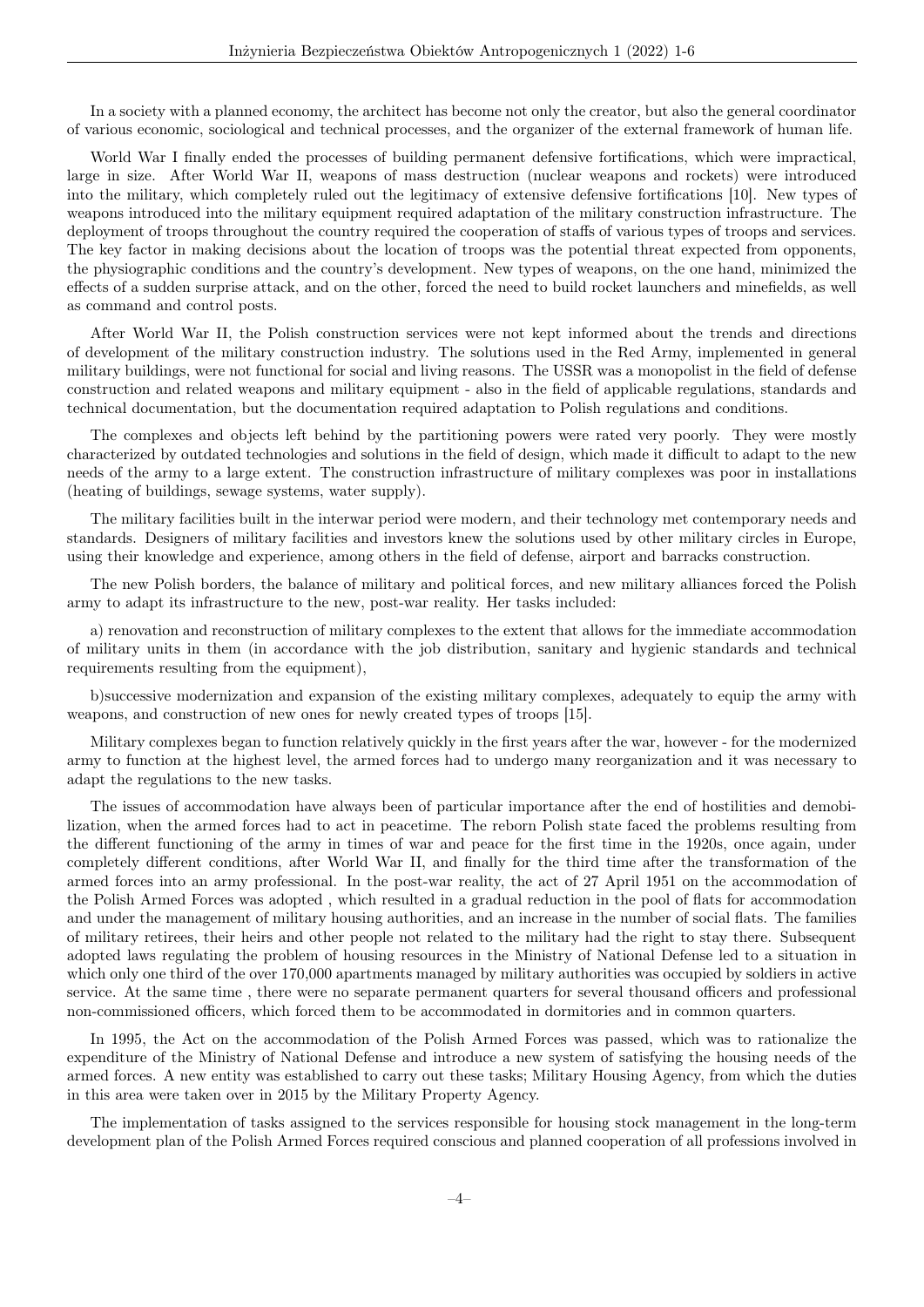In a society with a planned economy, the architect has become not only the creator, but also the general coordinator of various economic, sociological and technical processes, and the organizer of the external framework of human life.

World War I finally ended the processes of building permanent defensive fortifications, which were impractical, large in size. After World War II, weapons of mass destruction (nuclear weapons and rockets) were introduced into the military, which completely ruled out the legitimacy of extensive defensive fortifications [10]. New types of weapons introduced into the military equipment required adaptation of the military construction infrastructure. The deployment of troops throughout the country required the cooperation of staffs of various types of troops and services. The key factor in making decisions about the location of troops was the potential threat expected from opponents, the physiographic conditions and the country's development. New types of weapons, on the one hand, minimized the effects of a sudden surprise attack, and on the other, forced the need to build rocket launchers and minefields, as well as command and control posts.

After World War II, the Polish construction services were not kept informed about the trends and directions of development of the military construction industry. The solutions used in the Red Army, implemented in general military buildings, were not functional for social and living reasons. The USSR was a monopolist in the field of defense construction and related weapons and military equipment - also in the field of applicable regulations, standards and technical documentation, but the documentation required adaptation to Polish regulations and conditions.

The complexes and objects left behind by the partitioning powers were rated very poorly. They were mostly characterized by outdated technologies and solutions in the field of design, which made it difficult to adapt to the new needs of the army to a large extent. The construction infrastructure of military complexes was poor in installations (heating of buildings, sewage systems, water supply).

The military facilities built in the interwar period were modern, and their technology met contemporary needs and standards. Designers of military facilities and investors knew the solutions used by other military circles in Europe, using their knowledge and experience, among others in the field of defense, airport and barracks construction.

The new Polish borders, the balance of military and political forces, and new military alliances forced the Polish army to adapt its infrastructure to the new, post-war reality. Her tasks included:

a) renovation and reconstruction of military complexes to the extent that allows for the immediate accommodation of military units in them (in accordance with the job distribution, sanitary and hygienic standards and technical requirements resulting from the equipment),

b)successive modernization and expansion of the existing military complexes, adequately to equip the army with weapons, and construction of new ones for newly created types of troops [15].

Military complexes began to function relatively quickly in the first years after the war, however - for the modernized army to function at the highest level, the armed forces had to undergo many reorganization and it was necessary to adapt the regulations to the new tasks.

The issues of accommodation have always been of particular importance after the end of hostilities and demobilization, when the armed forces had to act in peacetime. The reborn Polish state faced the problems resulting from the different functioning of the army in times of war and peace for the first time in the 1920s, once again, under completely different conditions, after World War II, and finally for the third time after the transformation of the armed forces into an army professional. In the post-war reality, the act of 27 April 1951 on the accommodation of the Polish Armed Forces was adopted , which resulted in a gradual reduction in the pool of flats for accommodation and under the management of military housing authorities, and an increase in the number of social flats. The families of military retirees, their heirs and other people not related to the military had the right to stay there. Subsequent adopted laws regulating the problem of housing resources in the Ministry of National Defense led to a situation in which only one third of the over 170,000 apartments managed by military authorities was occupied by soldiers in active service. At the same time , there were no separate permanent quarters for several thousand officers and professional non-commissioned officers, which forced them to be accommodated in dormitories and in common quarters.

In 1995, the Act on the accommodation of the Polish Armed Forces was passed, which was to rationalize the expenditure of the Ministry of National Defense and introduce a new system of satisfying the housing needs of the armed forces. A new entity was established to carry out these tasks; Military Housing Agency, from which the duties in this area were taken over in 2015 by the Military Property Agency.

The implementation of tasks assigned to the services responsible for housing stock management in the long-term development plan of the Polish Armed Forces required conscious and planned cooperation of all professions involved in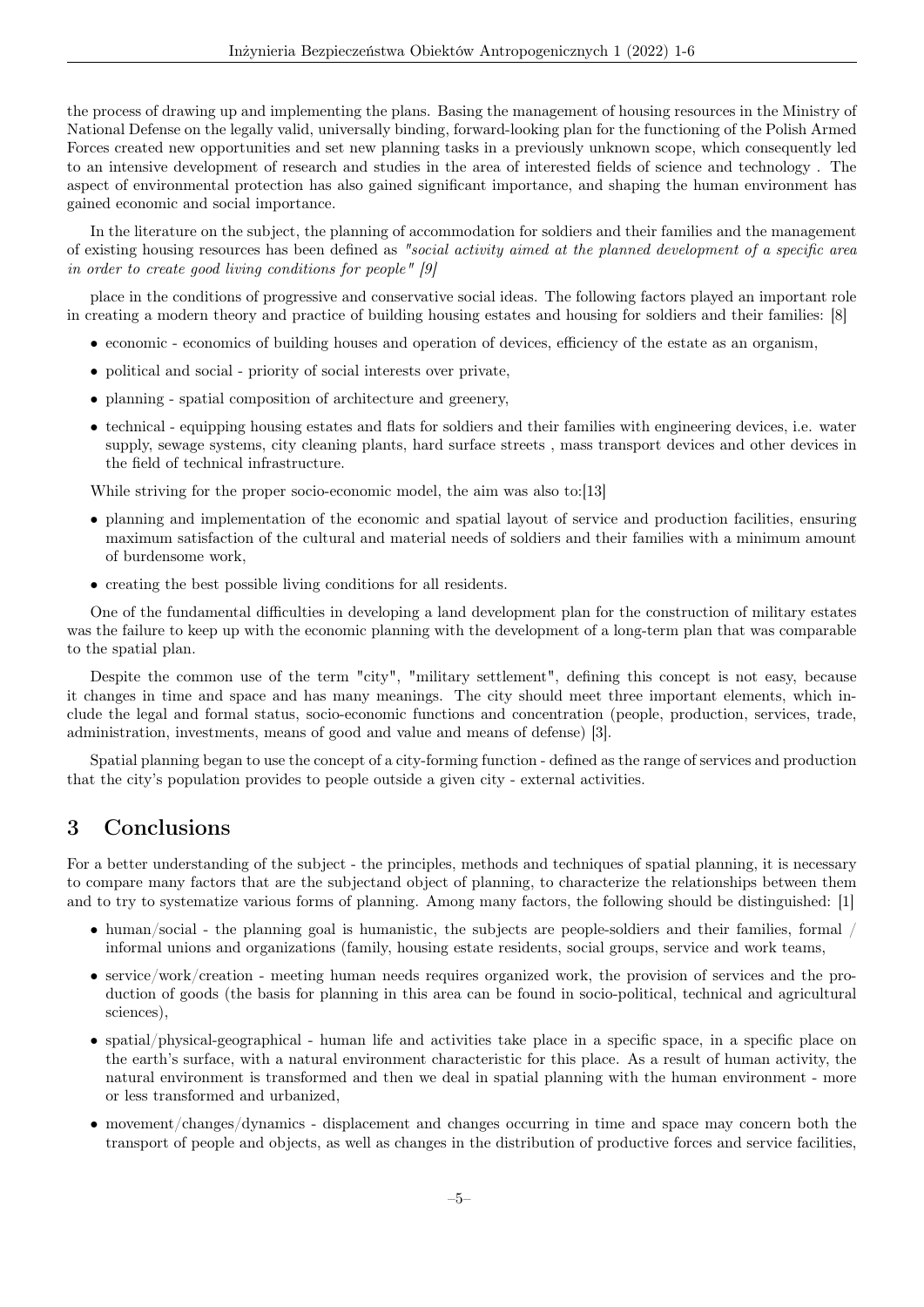the process of drawing up and implementing the plans. Basing the management of housing resources in the Ministry of National Defense on the legally valid, universally binding, forward-looking plan for the functioning of the Polish Armed Forces created new opportunities and set new planning tasks in a previously unknown scope, which consequently led to an intensive development of research and studies in the area of interested fields of science and technology . The aspect of environmental protection has also gained significant importance, and shaping the human environment has gained economic and social importance.

In the literature on the subject, the planning of accommodation for soldiers and their families and the management of existing housing resources has been defined as *"social activity aimed at the planned development of a specific area in order to create good living conditions for people" [9]*

place in the conditions of progressive and conservative social ideas. The following factors played an important role in creating a modern theory and practice of building housing estates and housing for soldiers and their families: [8]

- economic - economics of building houses and operation of devices, efficiency of the estate as an organism,
- political and social - priority of social interests over private,
- planning - spatial composition of architecture and greenery,
- technical - equipping housing estates and flats for soldiers and their families with engineering devices, i.e. water supply, sewage systems, city cleaning plants, hard surface streets , mass transport devices and other devices in the field of technical infrastructure.

While striving for the proper socio-economic model, the aim was also to:[13]

- planning and implementation of the economic and spatial layout of service and production facilities, ensuring maximum satisfaction of the cultural and material needs of soldiers and their families with a minimum amount of burdensome work,
- creating the best possible living conditions for all residents.

One of the fundamental difficulties in developing a land development plan for the construction of military estates was the failure to keep up with the economic planning with the development of a long-term plan that was comparable to the spatial plan.

Despite the common use of the term "city", "military settlement", defining this concept is not easy, because it changes in time and space and has many meanings. The city should meet three important elements, which include the legal and formal status, socio-economic functions and concentration (people, production, services, trade, administration, investments, means of good and value and means of defense) [3].

Spatial planning began to use the concept of a city-forming function - defined as the range of services and production that the city's population provides to people outside a given city - external activities.

## 3 Conclusions

For a better understanding of the subject - the principles, methods and techniques of spatial planning, it is necessary to compare many factors that are the subjectand object of planning, to characterize the relationships between them and to try to systematize various forms of planning. Among many factors, the following should be distinguished: [1]

- human/social - the planning goal is humanistic, the subjects are people-soldiers and their families, formal / informal unions and organizations (family, housing estate residents, social groups, service and work teams,
- service/work/creation - meeting human needs requires organized work, the provision of services and the production of goods (the basis for planning in this area can be found in socio-political, technical and agricultural sciences),
- spatial/physical-geographical - human life and activities take place in a specific space, in a specific place on the earth's surface, with a natural environment characteristic for this place. As a result of human activity, the natural environment is transformed and then we deal in spatial planning with the human environment - more or less transformed and urbanized,
- movement/changes/dynamics - displacement and changes occurring in time and space may concern both the transport of people and objects, as well as changes in the distribution of productive forces and service facilities,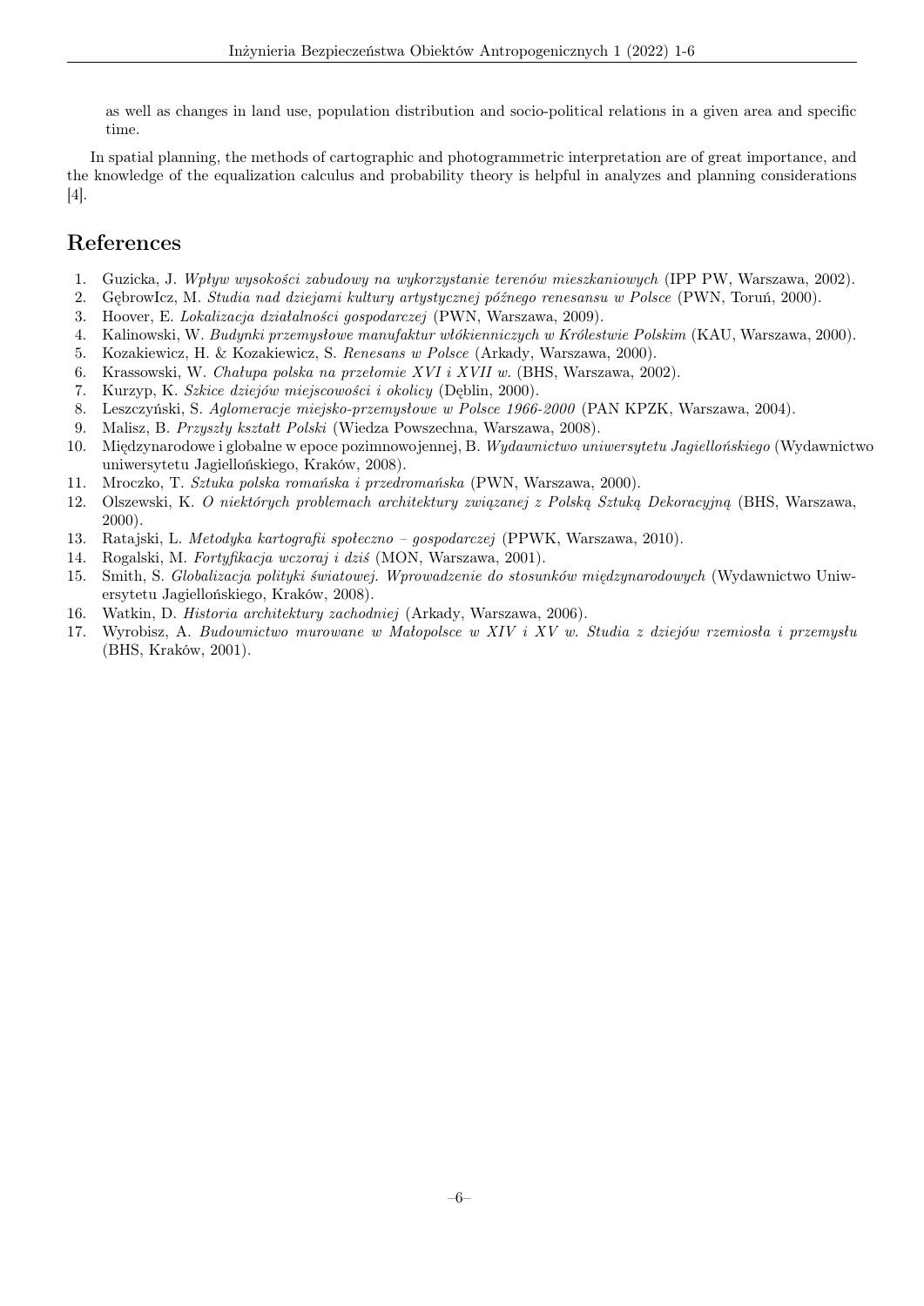as well as changes in land use, population distribution and socio-political relations in a given area and specific time.

In spatial planning, the methods of cartographic and photogrammetric interpretation are of great importance, and the knowledge of the equalization calculus and probability theory is helpful in analyzes and planning considerations [4].

## References

1. Guzicka, J. *Wpływ wysokości zabudowy na wykorzystanie terenów mieszkaniowych* (IPP PW, Warszawa, 2002).
2. GębrowIcz, M. *Studia nad dziejami kultury artystycznej późnego renesansu w Polsce* (PWN, Toruń, 2000).
3. Hoover, E. *Lokalizacja działalności gospodarczej* (PWN, Warszawa, 2009).
4. Kalinowski, W. *Budynki przemysłowe manufaktur włókienniczych w Królestwie Polskim* (KAU, Warszawa, 2000).
5. Kozakiewicz, H. & Kozakiewicz, S. *Renesans w Polsce* (Arkady, Warszawa, 2000).
6. Krassowski, W. *Chałupa polska na przełomie XVI i XVII w.* (BHS, Warszawa, 2002).
7. Kurzyp, K. *Szkice dziejów miejscowości i okolicy* (Dęblin, 2000).
8. Leszczyński, S. *Aglomeracje miejsko-przemysłowe w Polsce 1966-2000* (PAN KPZK, Warszawa, 2004).
9. Malisz, B. *Przyszły kształt Polski* (Wiedza Powszechna, Warszawa, 2008).
10. Międzynarodowe i globalne w epoce pozimnowojennej, B. *Wydawnictwo uniwersytetu Jagiellońskiego* (Wydawnictwo uniwersytetu Jagiellońskiego, Kraków, 2008).
11. Mroczko, T. *Sztuka polska romańska i przedromańska* (PWN, Warszawa, 2000).
12. Olszewski, K. *O niektórych problemach architektury związanej z Polską Sztuką Dekoracyjną* (BHS, Warszawa, 2000).
13. Ratajski, L. *Metodyka kartografii społeczno – gospodarczej* (PPWK, Warszawa, 2010).
14. Rogalski, M. *Fortyfikacja wczoraj i dziś* (MON, Warszawa, 2001).
15. Smith, S. *Globalizacja polityki światowej. Wprowadzenie do stosunków międzynarodowych* (Wydawnictwo Uniwersytetu Jagiellońskiego, Kraków, 2008).
16. Watkin, D. *Historia architektury zachodniej* (Arkady, Warszawa, 2006).
17. Wyrobisz, A. *Budownictwo murowane w Małopolsce w XIV i XV w. Studia z dziejów rzemiosła i przemysłu* (BHS, Kraków, 2001).